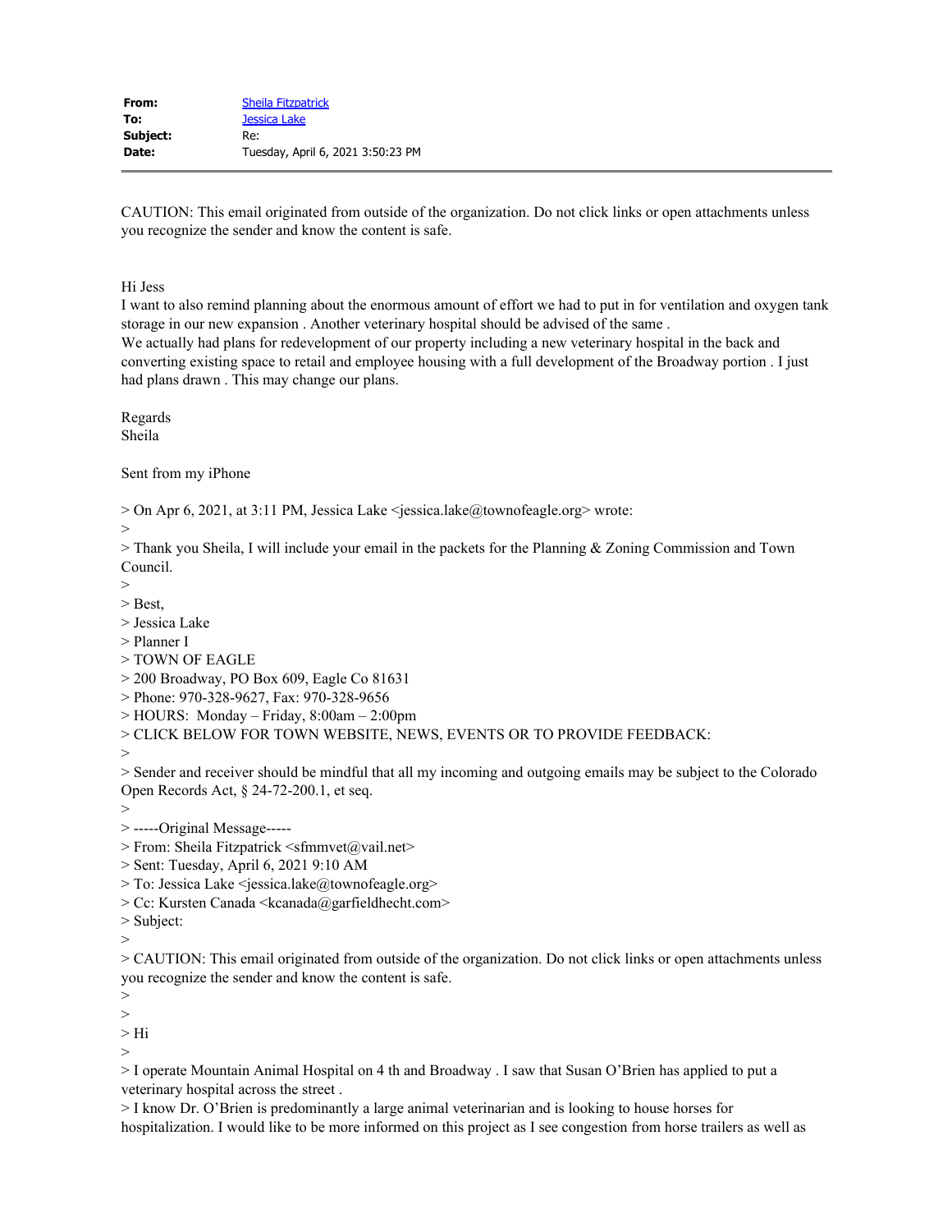| | |
|---|---|
| **From:** | Sheila Fitzpatrick |
| **To:** | Jessica Lake |
| **Subject:** | Re: |
| **Date:** | Tuesday, April 6, 2021 3:50:23 PM |

CAUTION: This email originated from outside of the organization. Do not click links or open attachments unless you recognize the sender and know the content is safe.

Hi Jess
I want to also remind planning about the enormous amount of effort we had to put in for ventilation and oxygen tank storage in our new expansion . Another veterinary hospital should be advised of the same .
We actually had plans for redevelopment of our property including a new veterinary hospital in the back and converting existing space to retail and employee housing with a full development of the Broadway portion . I just had plans drawn . This may change our plans.

Regards
Sheila

Sent from my iPhone

> On Apr 6, 2021, at 3:11 PM, Jessica Lake <jessica.lake@townofeagle.org> wrote:
>
> Thank you Sheila, I will include your email in the packets for the Planning & Zoning Commission and Town Council.
>
> Best,
> Jessica Lake
> Planner I
> TOWN OF EAGLE
> 200 Broadway, PO Box 609, Eagle Co 81631
> Phone: 970-328-9627, Fax: 970-328-9656
> HOURS: Monday – Friday, 8:00am – 2:00pm
> CLICK BELOW FOR TOWN WEBSITE, NEWS, EVENTS OR TO PROVIDE FEEDBACK:
>
> Sender and receiver should be mindful that all my incoming and outgoing emails may be subject to the Colorado Open Records Act, § 24-72-200.1, et seq.
>
> -----Original Message-----
> From: Sheila Fitzpatrick <sfmmvet@vail.net>
> Sent: Tuesday, April 6, 2021 9:10 AM
> To: Jessica Lake <jessica.lake@townofeagle.org>
> Cc: Kursten Canada <kcanada@garfieldhecht.com>
> Subject:
>
> CAUTION: This email originated from outside of the organization. Do not click links or open attachments unless you recognize the sender and know the content is safe.
>
>
> Hi
>
> I operate Mountain Animal Hospital on 4 th and Broadway . I saw that Susan O'Brien has applied to put a veterinary hospital across the street .
> I know Dr. O'Brien is predominantly a large animal veterinarian and is looking to house horses for hospitalization. I would like to be more informed on this project as I see congestion from horse trailers as well as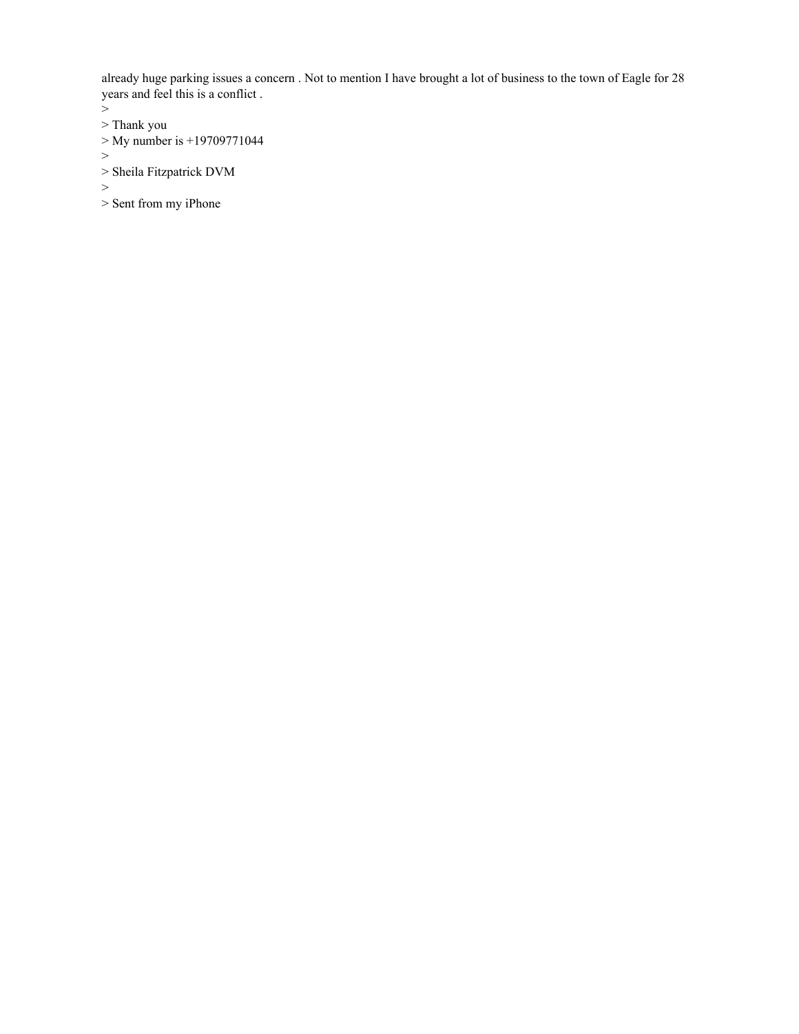already huge parking issues a concern . Not to mention I have brought a lot of business to the town of Eagle for 28 years and feel this is a conflict .

>

> Thank you

> My number is +19709771044

>

> Sheila Fitzpatrick DVM

>

> Sent from my iPhone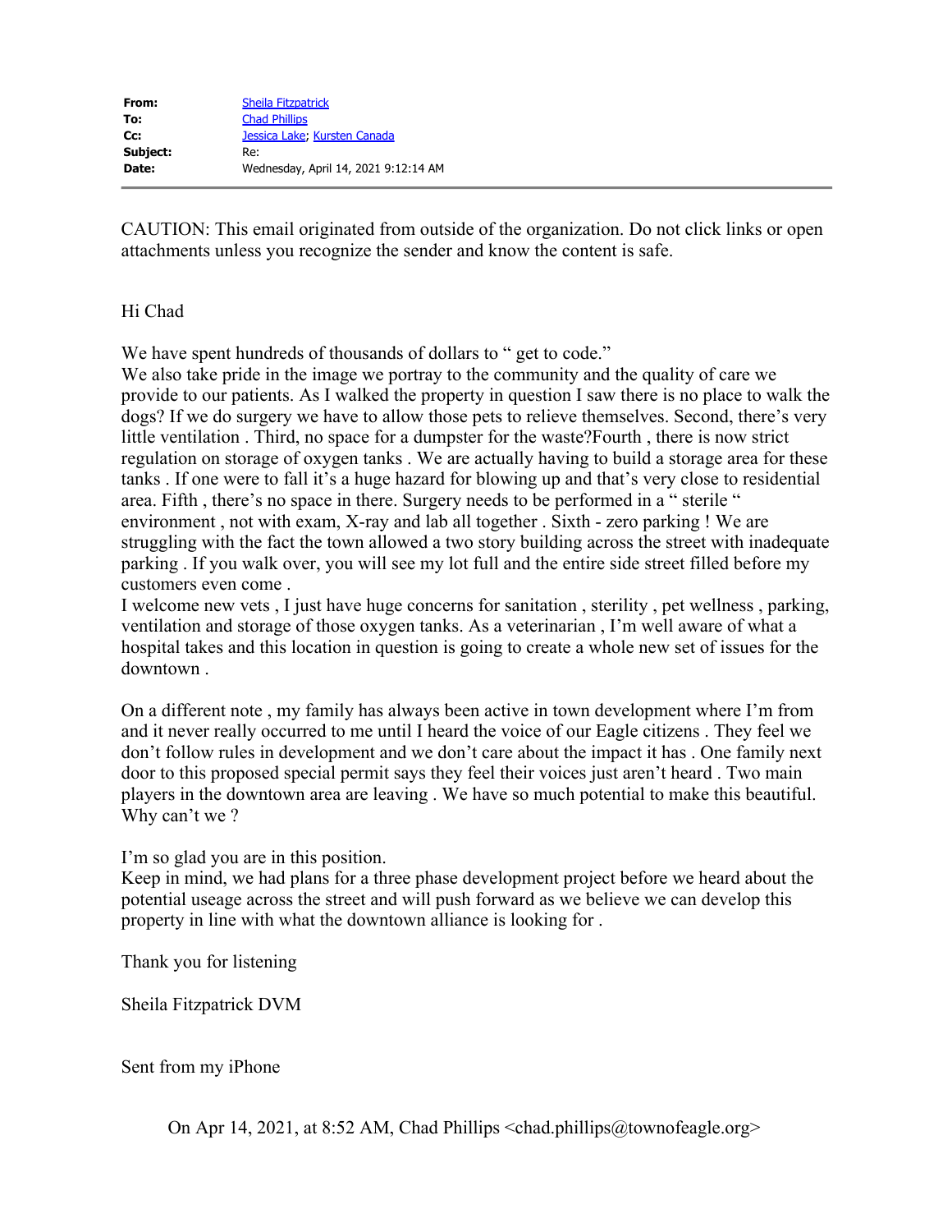| | |
|---|---|
| **From:** | Sheila Fitzpatrick |
| **To:** | Chad Phillips |
| **Cc:** | Jessica Lake; Kursten Canada |
| **Subject:** | Re: |
| **Date:** | Wednesday, April 14, 2021 9:12:14 AM |

CAUTION: This email originated from outside of the organization. Do not click links or open attachments unless you recognize the sender and know the content is safe.

Hi Chad

We have spent hundreds of thousands of dollars to " get to code."
We also take pride in the image we portray to the community and the quality of care we provide to our patients. As I walked the property in question I saw there is no place to walk the dogs? If we do surgery we have to allow those pets to relieve themselves. Second, there's very little ventilation . Third, no space for a dumpster for the waste?Fourth , there is now strict regulation on storage of oxygen tanks . We are actually having to build a storage area for these tanks . If one were to fall it's a huge hazard for blowing up and that's very close to residential area. Fifth , there's no space in there. Surgery needs to be performed in a " sterile " environment , not with exam, X-ray and lab all together . Sixth - zero parking ! We are struggling with the fact the town allowed a two story building across the street with inadequate parking . If you walk over, you will see my lot full and the entire side street filled before my customers even come .
I welcome new vets , I just have huge concerns for sanitation , sterility , pet wellness , parking, ventilation and storage of those oxygen tanks. As a veterinarian , I'm well aware of what a hospital takes and this location in question is going to create a whole new set of issues for the downtown .

On a different note , my family has always been active in town development where I'm from and it never really occurred to me until I heard the voice of our Eagle citizens . They feel we don't follow rules in development and we don't care about the impact it has . One family next door to this proposed special permit says they feel their voices just aren't heard . Two main players in the downtown area are leaving . We have so much potential to make this beautiful. Why can't we ?

I'm so glad you are in this position.
Keep in mind, we had plans for a three phase development project before we heard about the potential useage across the street and will push forward as we believe we can develop this property in line with what the downtown alliance is looking for .

Thank you for listening

Sheila Fitzpatrick DVM

Sent from my iPhone

> On Apr 14, 2021, at 8:52 AM, Chad Phillips <chad.phillips@townofeagle.org>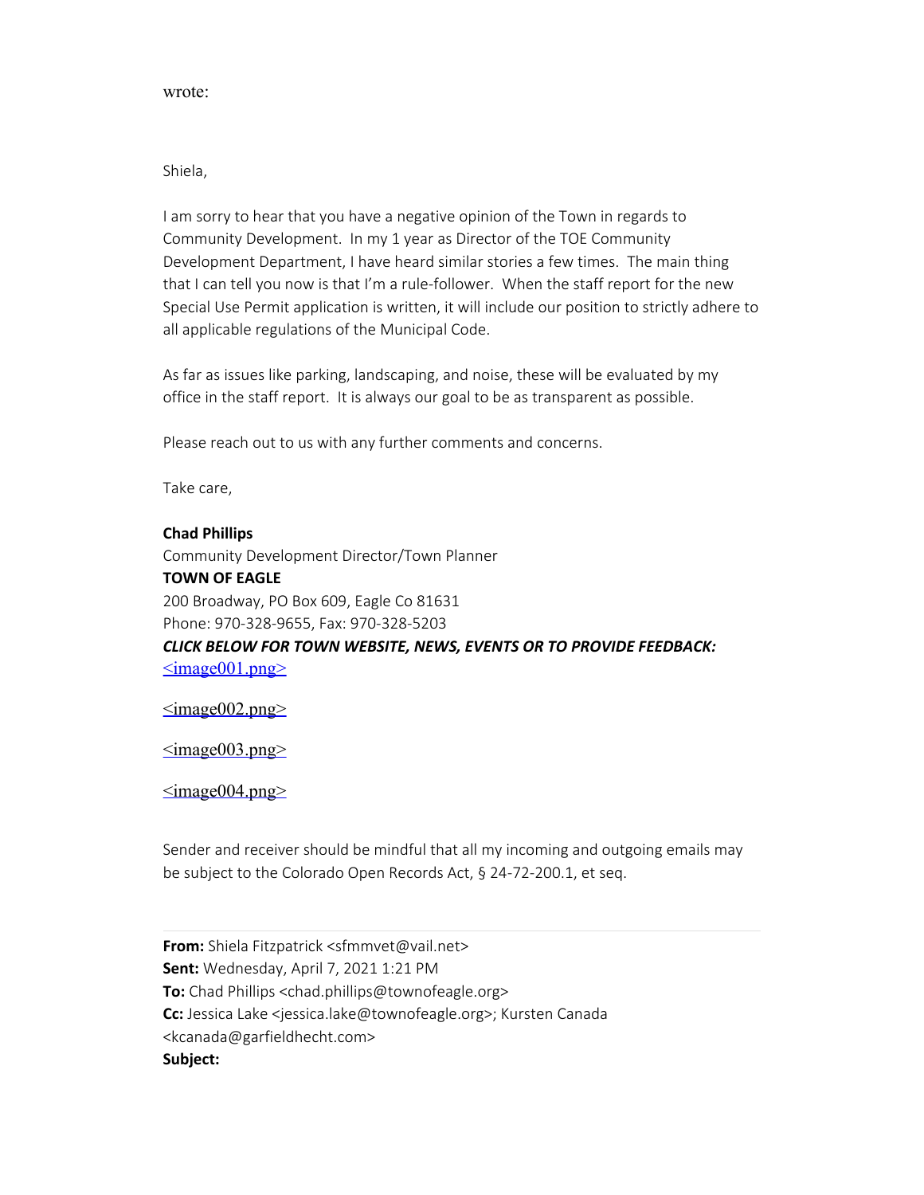wrote:

Shiela,

I am sorry to hear that you have a negative opinion of the Town in regards to Community Development. In my 1 year as Director of the TOE Community Development Department, I have heard similar stories a few times. The main thing that I can tell you now is that I'm a rule-follower. When the staff report for the new Special Use Permit application is written, it will include our position to strictly adhere to all applicable regulations of the Municipal Code.

As far as issues like parking, landscaping, and noise, these will be evaluated by my office in the staff report. It is always our goal to be as transparent as possible.

Please reach out to us with any further comments and concerns.

Take care,

**Chad Phillips**
Community Development Director/Town Planner
**TOWN OF EAGLE**
200 Broadway, PO Box 609, Eagle Co 81631
Phone: 970-328-9655, Fax: 970-328-5203
***CLICK BELOW FOR TOWN WEBSITE, NEWS, EVENTS OR TO PROVIDE FEEDBACK:***
<image001.png>

<image002.png>

<image003.png>

<image004.png>

Sender and receiver should be mindful that all my incoming and outgoing emails may be subject to the Colorado Open Records Act, § 24-72-200.1, et seq.

---

**From:** Shiela Fitzpatrick <sfmmvet@vail.net>
**Sent:** Wednesday, April 7, 2021 1:21 PM
**To:** Chad Phillips <chad.phillips@townofeagle.org>
**Cc:** Jessica Lake <jessica.lake@townofeagle.org>; Kursten Canada <kcanada@garfieldhecht.com>
**Subject:**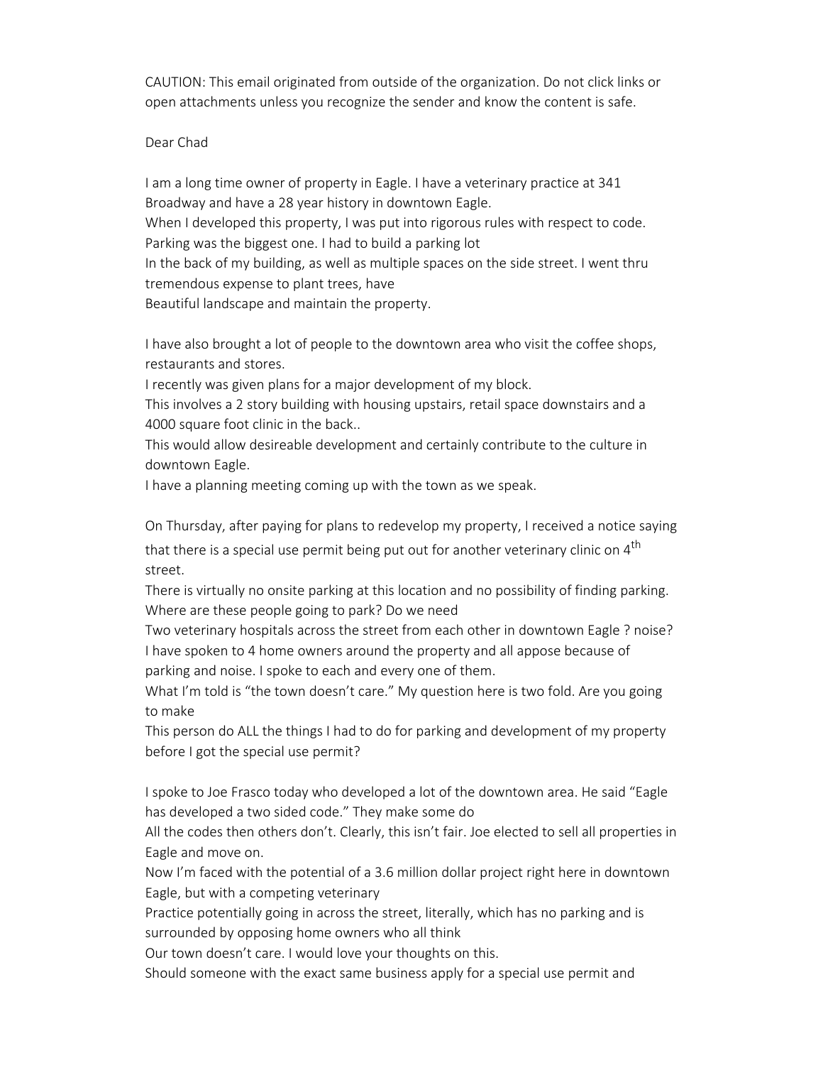CAUTION: This email originated from outside of the organization. Do not click links or open attachments unless you recognize the sender and know the content is safe.

Dear Chad

I am a long time owner of property in Eagle. I have a veterinary practice at 341 Broadway and have a 28 year history in downtown Eagle.
When I developed this property, I was put into rigorous rules with respect to code. Parking was the biggest one. I had to build a parking lot
In the back of my building, as well as multiple spaces on the side street. I went thru tremendous expense to plant trees, have
Beautiful landscape and maintain the property.

I have also brought a lot of people to the downtown area who visit the coffee shops, restaurants and stores.
I recently was given plans for a major development of my block.
This involves a 2 story building with housing upstairs, retail space downstairs and a 4000 square foot clinic in the back..
This would allow desireable development and certainly contribute to the culture in downtown Eagle.
I have a planning meeting coming up with the town as we speak.

On Thursday, after paying for plans to redevelop my property, I received a notice saying that there is a special use permit being put out for another veterinary clinic on 4th street.
There is virtually no onsite parking at this location and no possibility of finding parking. Where are these people going to park? Do we need
Two veterinary hospitals across the street from each other in downtown Eagle ? noise?
I have spoken to 4 home owners around the property and all appose because of parking and noise. I spoke to each and every one of them.
What I'm told is "the town doesn't care." My question here is two fold. Are you going to make
This person do ALL the things I had to do for parking and development of my property before I got the special use permit?

I spoke to Joe Frasco today who developed a lot of the downtown area. He said "Eagle has developed a two sided code." They make some do
All the codes then others don't. Clearly, this isn't fair. Joe elected to sell all properties in Eagle and move on.
Now I'm faced with the potential of a 3.6 million dollar project right here in downtown Eagle, but with a competing veterinary
Practice potentially going in across the street, literally, which has no parking and is surrounded by opposing home owners who all think
Our town doesn't care. I would love your thoughts on this.
Should someone with the exact same business apply for a special use permit and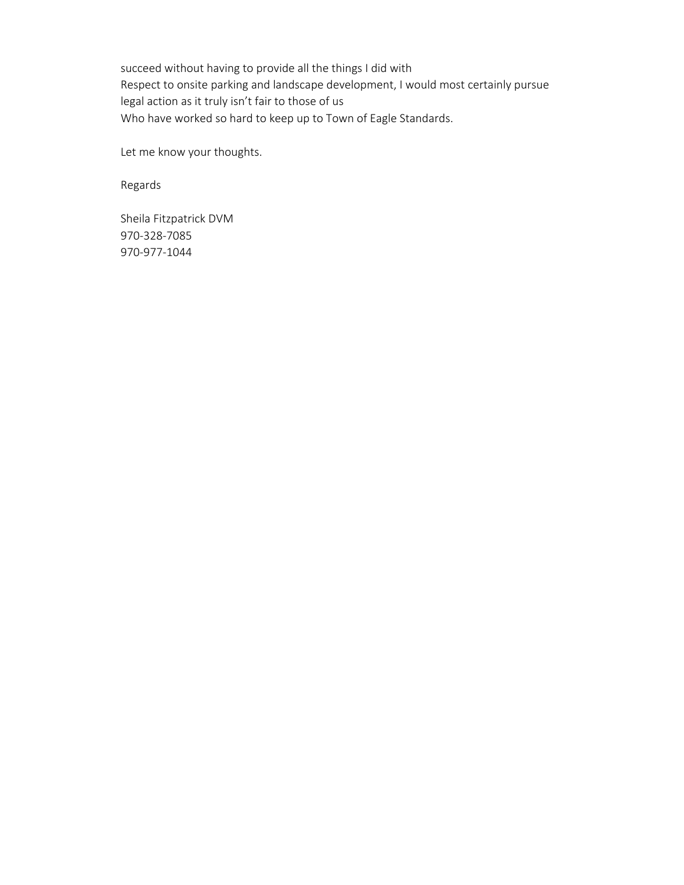succeed without having to provide all the things I did with
Respect to onsite parking and landscape development, I would most certainly pursue legal action as it truly isn't fair to those of us
Who have worked so hard to keep up to Town of Eagle Standards.

Let me know your thoughts.

Regards

Sheila Fitzpatrick DVM
970-328-7085
970-977-1044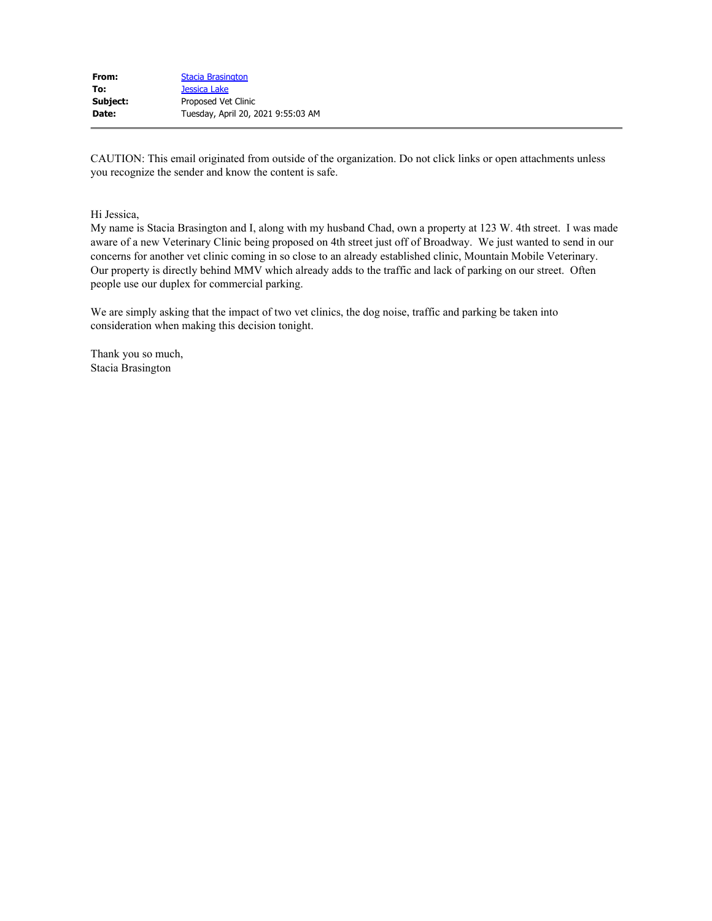| | |
|---|---|
| **From:** | Stacia Brasington |
| **To:** | Jessica Lake |
| **Subject:** | Proposed Vet Clinic |
| **Date:** | Tuesday, April 20, 2021 9:55:03 AM |

CAUTION: This email originated from outside of the organization. Do not click links or open attachments unless you recognize the sender and know the content is safe.

Hi Jessica,
My name is Stacia Brasington and I, along with my husband Chad, own a property at 123 W. 4th street. I was made aware of a new Veterinary Clinic being proposed on 4th street just off of Broadway. We just wanted to send in our concerns for another vet clinic coming in so close to an already established clinic, Mountain Mobile Veterinary. Our property is directly behind MMV which already adds to the traffic and lack of parking on our street. Often people use our duplex for commercial parking.

We are simply asking that the impact of two vet clinics, the dog noise, traffic and parking be taken into consideration when making this decision tonight.

Thank you so much,
Stacia Brasington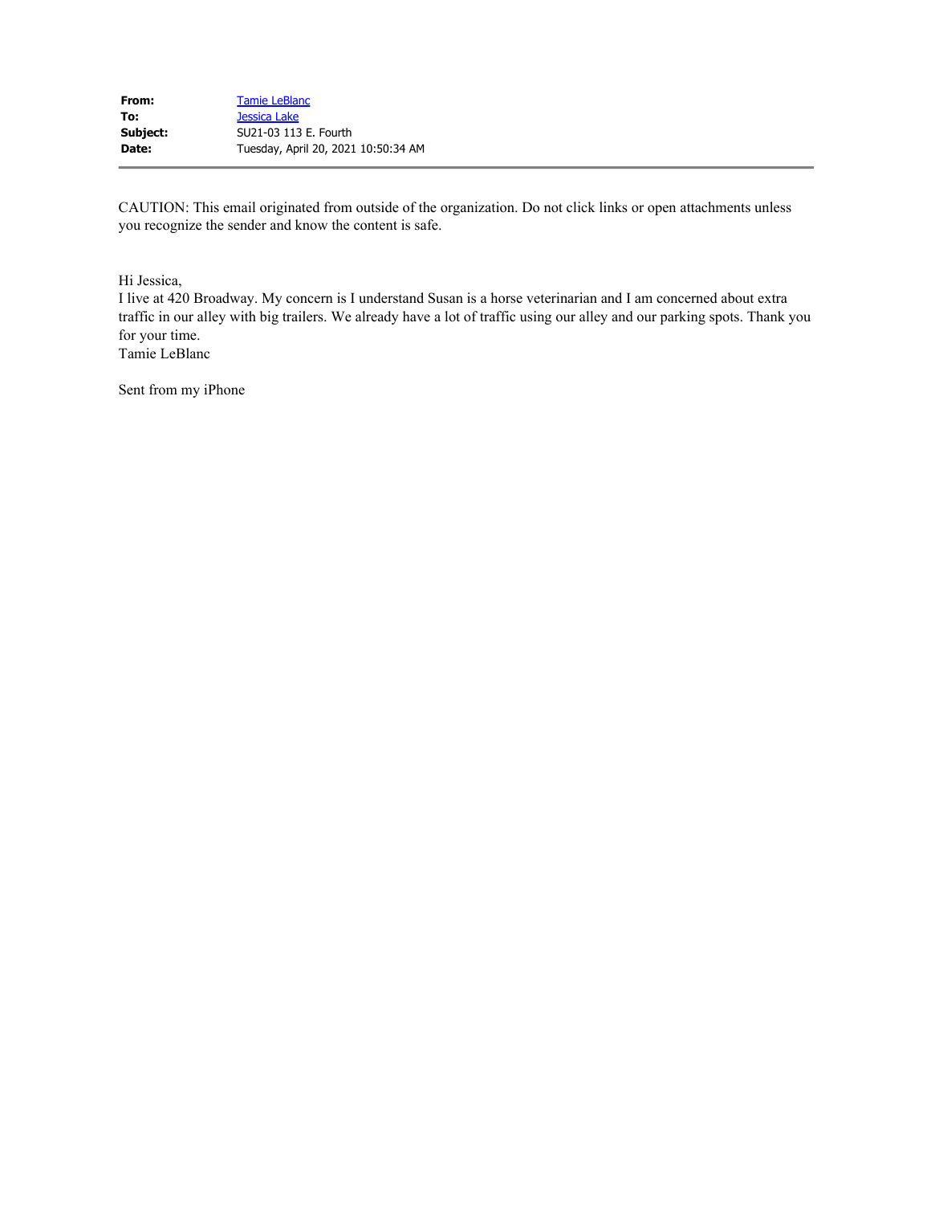| | |
|---|---|
| **From:** | Tamie LeBlanc |
| **To:** | Jessica Lake |
| **Subject:** | SU21-03 113 E. Fourth |
| **Date:** | Tuesday, April 20, 2021 10:50:34 AM |

CAUTION: This email originated from outside of the organization. Do not click links or open attachments unless you recognize the sender and know the content is safe.

Hi Jessica,
I live at 420 Broadway. My concern is I understand Susan is a horse veterinarian and I am concerned about extra traffic in our alley with big trailers. We already have a lot of traffic using our alley and our parking spots. Thank you for your time.
Tamie LeBlanc

Sent from my iPhone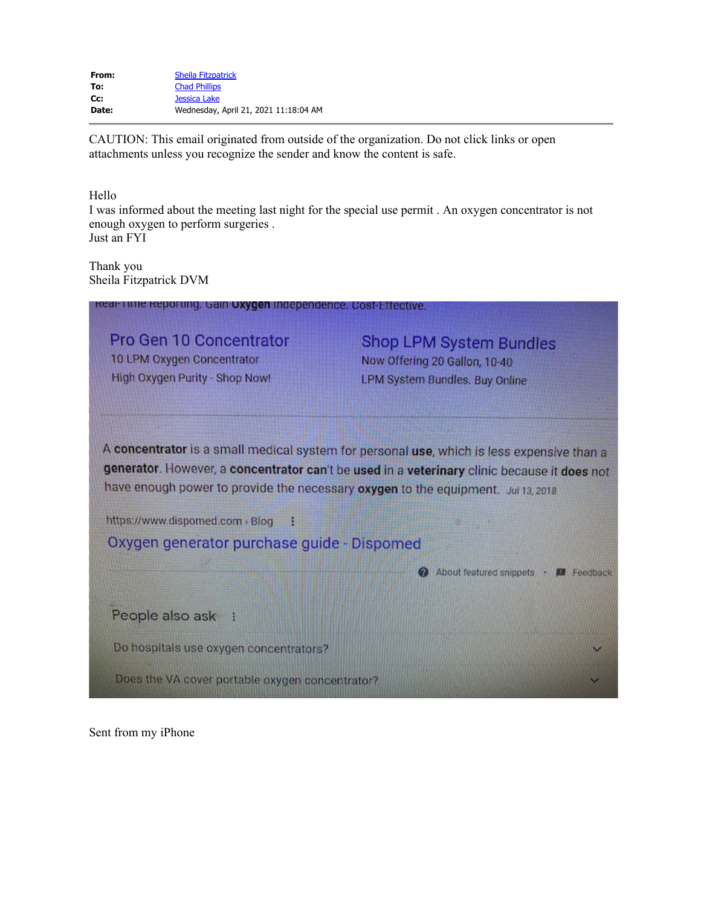| | |
|---|---|
| **From:** | Sheila Fitzpatrick |
| **To:** | Chad Phillips |
| **Cc:** | Jessica Lake |
| **Date:** | Wednesday, April 21, 2021 11:18:04 AM |

CAUTION: This email originated from outside of the organization. Do not click links or open attachments unless you recognize the sender and know the content is safe.

Hello
I was informed about the meeting last night for the special use permit . An oxygen concentrator is not enough oxygen to perform surgeries .
Just an FYI

Thank you
Sheila Fitzpatrick DVM

Real-Time Reporting. Gain **Oxygen** Independence. Cost-Effective.

Pro Gen 10 Concentrator
10 LPM Oxygen Concentrator
High Oxygen Purity - Shop Now!

Shop LPM System Bundles
Now Offering 20 Gallon, 10-40
LPM System Bundles. Buy Online

A **concentrator** is a small medical system for personal **use**, which is less expensive than a **generator**. However, a **concentrator** can't be **used** in a **veterinary** clinic because it **does** not have enough power to provide the necessary **oxygen** to the equipment. Jul 13, 2018

https://www.dispomed.com › Blog

Oxygen generator purchase guide - Dispomed

About featured snippets • Feedback

People also ask

Do hospitals use oxygen concentrators?

Does the VA cover portable oxygen concentrator?

Sent from my iPhone